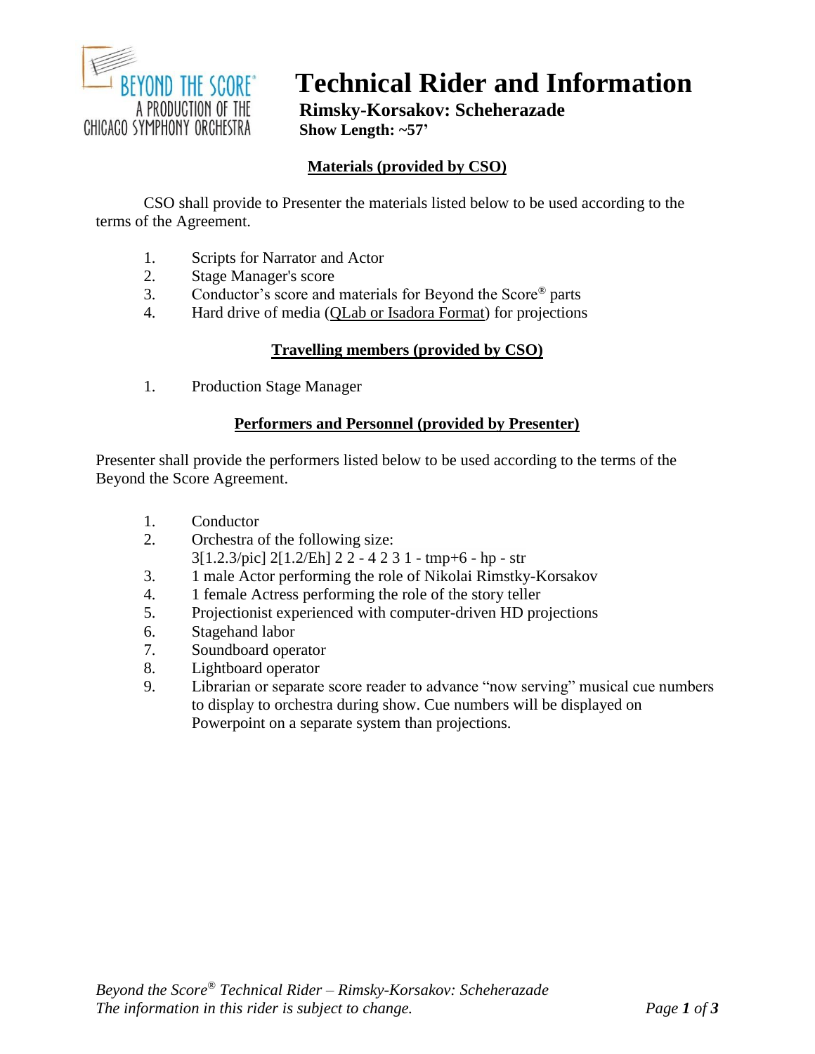BEYOND THE SCORE®
A PRODUCTION OF THE
CHICAGO SYMPHONY ORCHESTRA

# Technical Rider and Information

**Rimsky-Korsakov: Scheherazade**
**Show Length: ~57'**

## Materials (provided by CSO)

CSO shall provide to Presenter the materials listed below to be used according to the terms of the Agreement.

1. Scripts for Narrator and Actor
2. Stage Manager's score
3. Conductor's score and materials for Beyond the Score® parts
4. Hard drive of media (QLab or Isadora Format) for projections

## Travelling members (provided by CSO)

1. Production Stage Manager

## Performers and Personnel (provided by Presenter)

Presenter shall provide the performers listed below to be used according to the terms of the Beyond the Score Agreement.

1. Conductor
2. Orchestra of the following size:
   3[1.2.3/pic] 2[1.2/Eh] 2 2 - 4 2 3 1 - tmp+6 - hp - str
3. 1 male Actor performing the role of Nikolai Rimstky-Korsakov
4. 1 female Actress performing the role of the story teller
5. Projectionist experienced with computer-driven HD projections
6. Stagehand labor
7. Soundboard operator
8. Lightboard operator
9. Librarian or separate score reader to advance "now serving" musical cue numbers to display to orchestra during show. Cue numbers will be displayed on Powerpoint on a separate system than projections.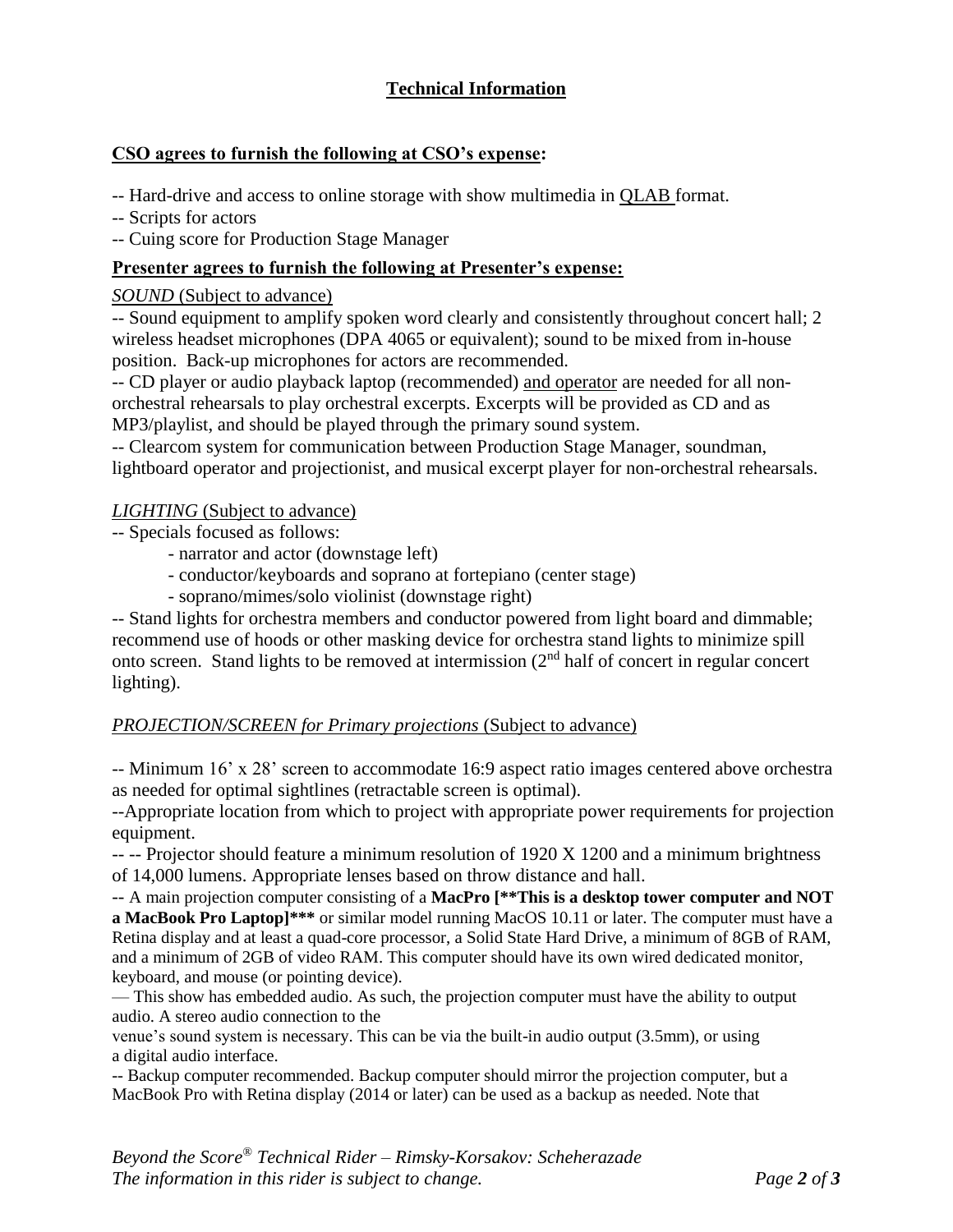## Technical Information

**CSO agrees to furnish the following at CSO's expense:**

-- Hard-drive and access to online storage with show multimedia in QLAB format.
-- Scripts for actors
-- Cuing score for Production Stage Manager

**Presenter agrees to furnish the following at Presenter's expense:**

*SOUND* (Subject to advance)

-- Sound equipment to amplify spoken word clearly and consistently throughout concert hall; 2 wireless headset microphones (DPA 4065 or equivalent); sound to be mixed from in-house position. Back-up microphones for actors are recommended.

-- CD player or audio playback laptop (recommended) and operator are needed for all non-orchestral rehearsals to play orchestral excerpts. Excerpts will be provided as CD and as MP3/playlist, and should be played through the primary sound system.

-- Clearcom system for communication between Production Stage Manager, soundman, lightboard operator and projectionist, and musical excerpt player for non-orchestral rehearsals.

*LIGHTING* (Subject to advance)

-- Specials focused as follows:

- narrator and actor (downstage left)
- conductor/keyboards and soprano at fortepiano (center stage)
- soprano/mimes/solo violinist (downstage right)

-- Stand lights for orchestra members and conductor powered from light board and dimmable; recommend use of hoods or other masking device for orchestra stand lights to minimize spill onto screen. Stand lights to be removed at intermission (2nd half of concert in regular concert lighting).

*PROJECTION/SCREEN for Primary projections* (Subject to advance)

-- Minimum 16' x 28' screen to accommodate 16:9 aspect ratio images centered above orchestra as needed for optimal sightlines (retractable screen is optimal).

--Appropriate location from which to project with appropriate power requirements for projection equipment.

-- -- Projector should feature a minimum resolution of 1920 X 1200 and a minimum brightness of 14,000 lumens. Appropriate lenses based on throw distance and hall.

-- A main projection computer consisting of a **MacPro [**This is a desktop tower computer and NOT a MacBook Pro Laptop]***** or similar model running MacOS 10.11 or later. The computer must have a Retina display and at least a quad-core processor, a Solid State Hard Drive, a minimum of 8GB of RAM, and a minimum of 2GB of video RAM. This computer should have its own wired dedicated monitor, keyboard, and mouse (or pointing device).

— This show has embedded audio. As such, the projection computer must have the ability to output audio. A stereo audio connection to the venue's sound system is necessary. This can be via the built-in audio output (3.5mm), or using a digital audio interface.

-- Backup computer recommended. Backup computer should mirror the projection computer, but a MacBook Pro with Retina display (2014 or later) can be used as a backup as needed. Note that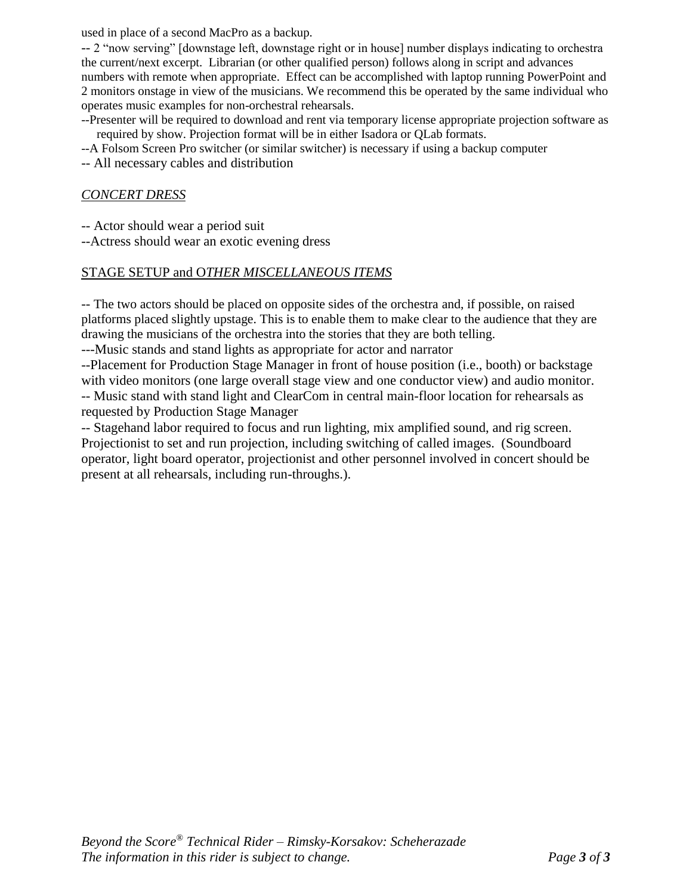used in place of a second MacPro as a backup.

-- 2 "now serving" [downstage left, downstage right or in house] number displays indicating to orchestra the current/next excerpt. Librarian (or other qualified person) follows along in script and advances numbers with remote when appropriate. Effect can be accomplished with laptop running PowerPoint and 2 monitors onstage in view of the musicians. We recommend this be operated by the same individual who operates music examples for non-orchestral rehearsals.

--Presenter will be required to download and rent via temporary license appropriate projection software as required by show. Projection format will be in either Isadora or QLab formats.

--A Folsom Screen Pro switcher (or similar switcher) is necessary if using a backup computer

-- All necessary cables and distribution

## *CONCERT DRESS*

-- Actor should wear a period suit

--Actress should wear an exotic evening dress

## STAGE SETUP and O*THER MISCELLANEOUS ITEMS*

-- The two actors should be placed on opposite sides of the orchestra and, if possible, on raised platforms placed slightly upstage. This is to enable them to make clear to the audience that they are drawing the musicians of the orchestra into the stories that they are both telling.

---Music stands and stand lights as appropriate for actor and narrator

--Placement for Production Stage Manager in front of house position (i.e., booth) or backstage with video monitors (one large overall stage view and one conductor view) and audio monitor.

-- Music stand with stand light and ClearCom in central main-floor location for rehearsals as requested by Production Stage Manager

-- Stagehand labor required to focus and run lighting, mix amplified sound, and rig screen. Projectionist to set and run projection, including switching of called images. (Soundboard operator, light board operator, projectionist and other personnel involved in concert should be present at all rehearsals, including run-throughs.).